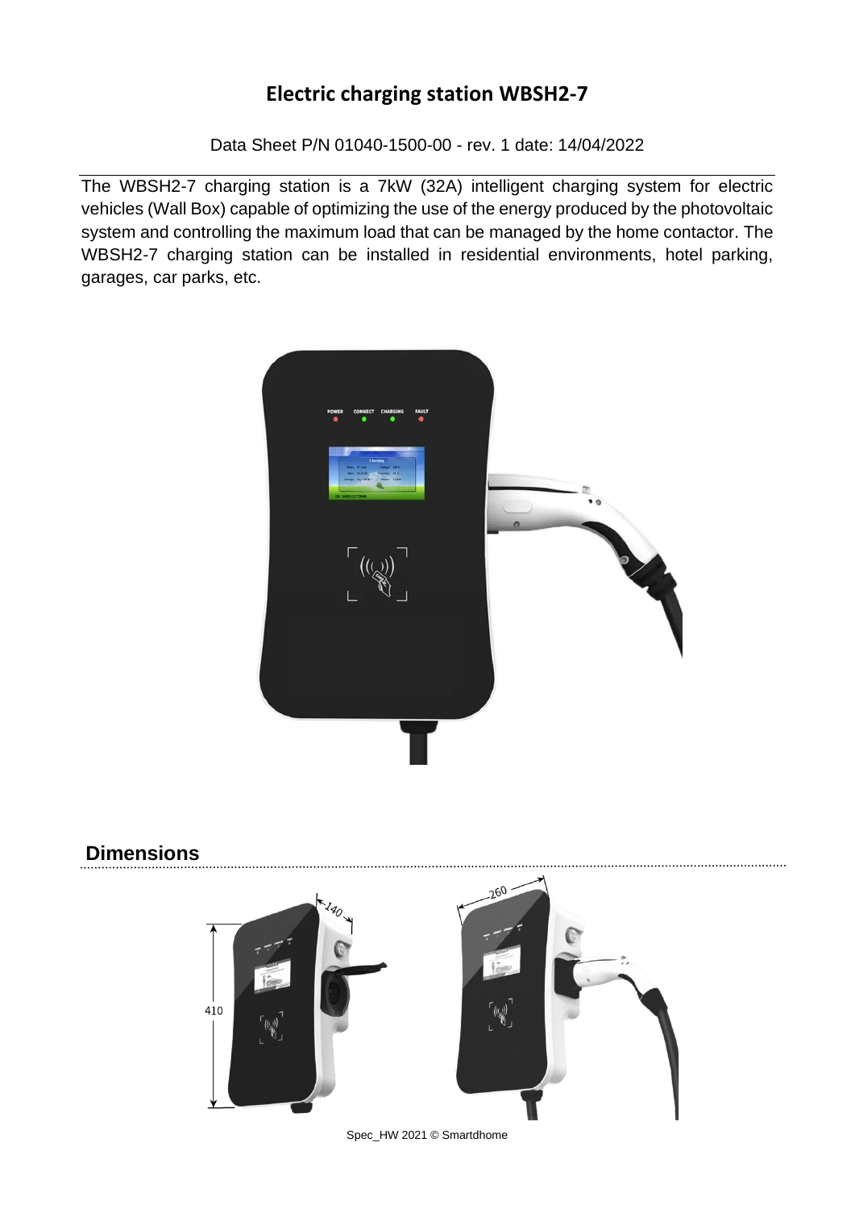# Electric charging station WBSH2-7

Data Sheet P/N 01040-1500-00 - rev. 1 date: 14/04/2022

The WBSH2-7 charging station is a 7kW (32A) intelligent charging system for electric vehicles (Wall Box) capable of optimizing the use of the energy produced by the photovoltaic system and controlling the maximum load that can be managed by the home contactor. The WBSH2-7 charging station can be installed in residential environments, hotel parking, garages, car parks, etc.

## Dimensions

Spec_HW 2021 © Smartdhome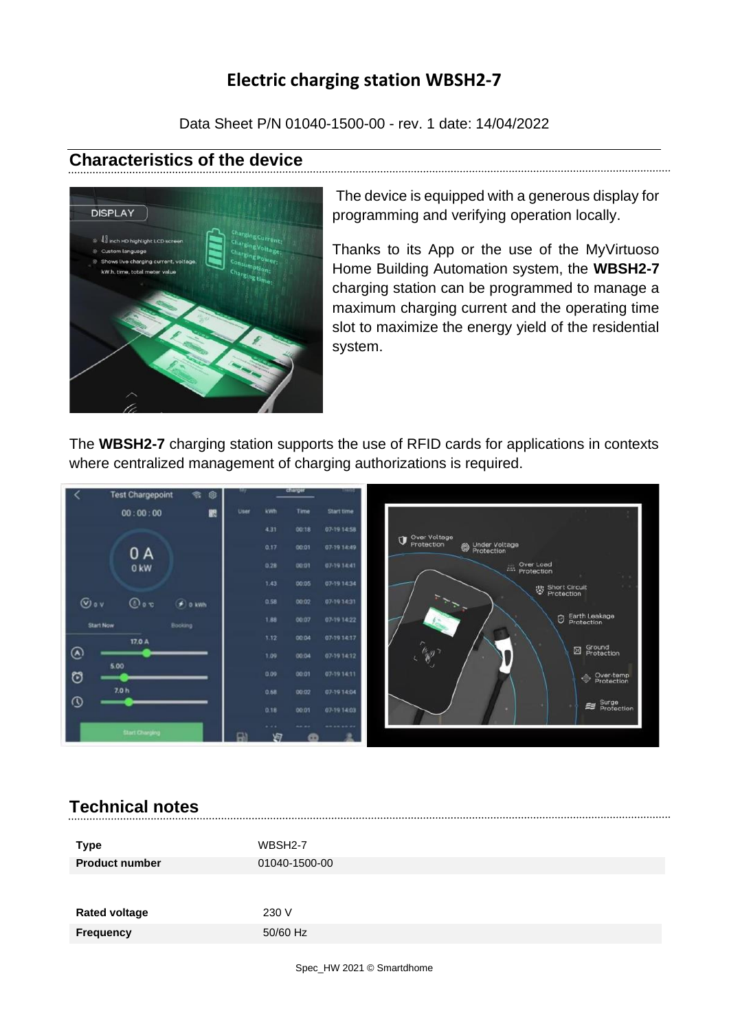# Electric charging station WBSH2-7

Data Sheet P/N 01040-1500-00 - rev. 1 date: 14/04/2022

## Characteristics of the device

The device is equipped with a generous display for programming and verifying operation locally.

Thanks to its App or the use of the MyVirtuoso Home Building Automation system, the **WBSH2-7** charging station can be programmed to manage a maximum charging current and the operating time slot to maximize the energy yield of the residential system.

The **WBSH2-7** charging station supports the use of RFID cards for applications in contexts where centralized management of charging authorizations is required.

## Technical notes

| | |
|---|---|
| **Type** | WBSH2-7 |
| **Product number** | 01040-1500-00 |
| | |
| **Rated voltage** | 230 V |
| **Frequency** | 50/60 Hz |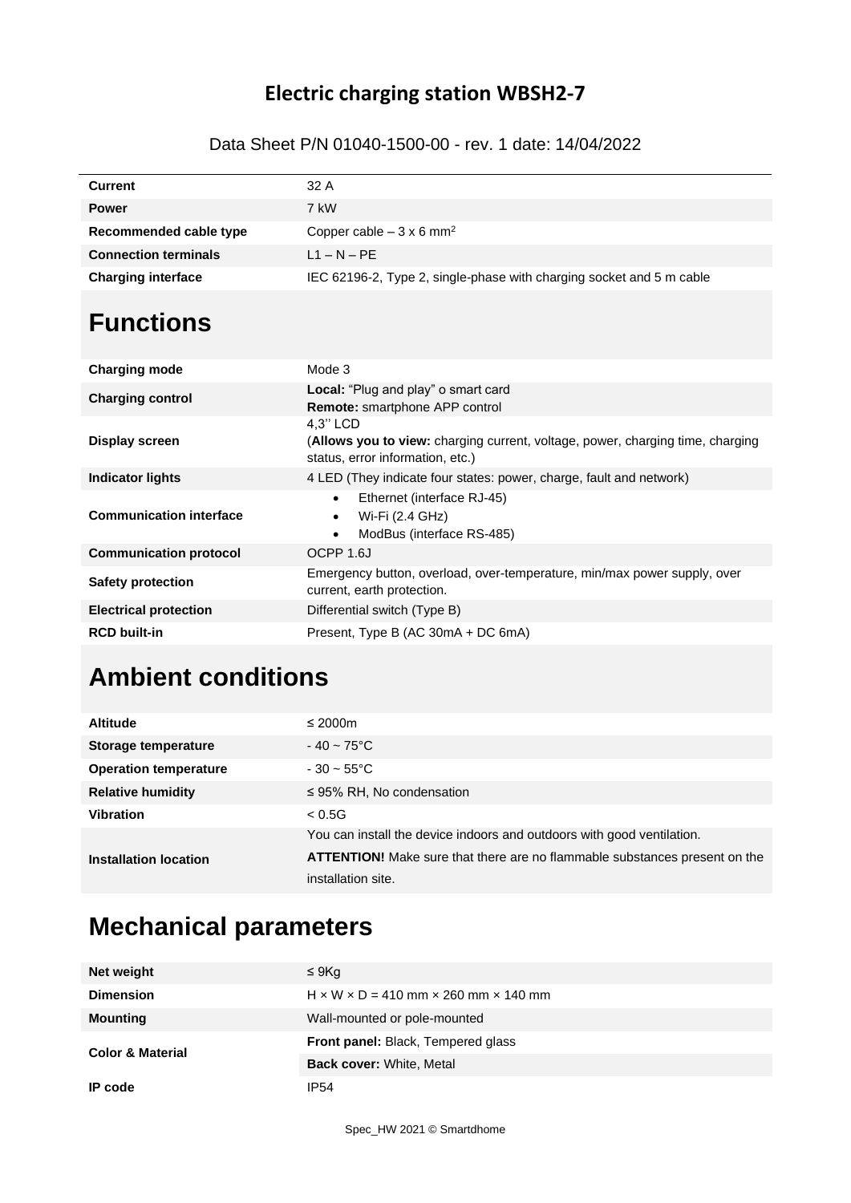## Electric charging station WBSH2-7

Data Sheet P/N 01040-1500-00 - rev. 1 date: 14/04/2022

| | |
|---|---|
| **Current** | 32 A |
| **Power** | 7 kW |
| **Recommended cable type** | Copper cable – 3 x 6 mm$^2$ |
| **Connection terminals** | L1 – N – PE |
| **Charging interface** | IEC 62196-2, Type 2, single-phase with charging socket and 5 m cable |

# Functions

| | |
|---|---|
| **Charging mode** | Mode 3 |
| **Charging control** | **Local:** "Plug and play" o smart card<br>**Remote:** smartphone APP control |
| **Display screen** | 4,3'' LCD<br>(**Allows you to view:** charging current, voltage, power, charging time, charging status, error information, etc.) |
| **Indicator lights** | 4 LED (They indicate four states: power, charge, fault and network) |
| **Communication interface** | • Ethernet (interface RJ-45)<br>• Wi-Fi (2.4 GHz)<br>• ModBus (interface RS-485) |
| **Communication protocol** | OCPP 1.6J |
| **Safety protection** | Emergency button, overload, over-temperature, min/max power supply, over current, earth protection. |
| **Electrical protection** | Differential switch (Type B) |
| **RCD built-in** | Present, Type B (AC 30mA + DC 6mA) |

# Ambient conditions

| | |
|---|---|
| **Altitude** | ≤ 2000m |
| **Storage temperature** | - 40 ~ 75°C |
| **Operation temperature** | - 30 ~ 55°C |
| **Relative humidity** | ≤ 95% RH, No condensation |
| **Vibration** | < 0.5G |
| **Installation location** | You can install the device indoors and outdoors with good ventilation.<br>**ATTENTION!** Make sure that there are no flammable substances present on the installation site. |

# Mechanical parameters

| | |
|---|---|
| **Net weight** | ≤ 9Kg |
| **Dimension** | H × W × D = 410 mm × 260 mm × 140 mm |
| **Mounting** | Wall-mounted or pole-mounted |
| **Color & Material** | **Front panel:** Black, Tempered glass<br>**Back cover:** White, Metal |
| **IP code** | IP54 |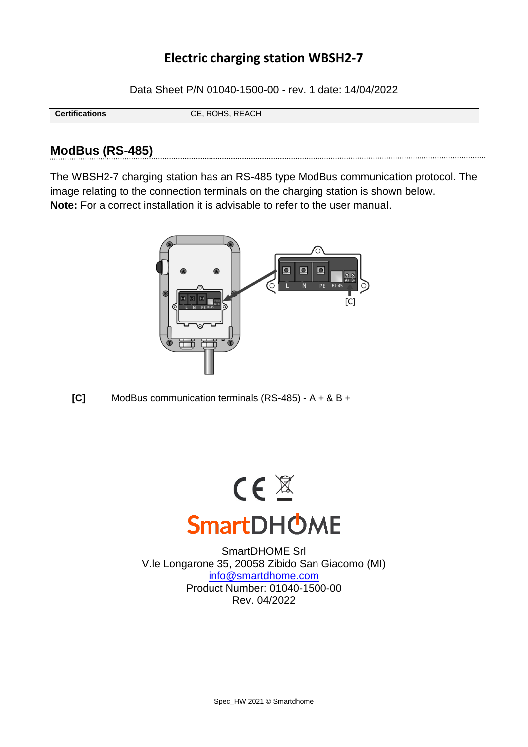# Electric charging station WBSH2-7

Data Sheet P/N 01040-1500-00 - rev. 1 date: 14/04/2022

| | |
|---|---|
| **Certifications** | CE, ROHS, REACH |

## ModBus (RS-485)

The WBSH2-7 charging station has an RS-485 type ModBus communication protocol. The image relating to the connection terminals on the charging station is shown below.
**Note:** For a correct installation it is advisable to refer to the user manual.

L N PE RJ-45 A+ B-

[C]

**[C]** ModBus communication terminals (RS-485) - A + & B +

SmartDHOME

SmartDHOME Srl
V.le Longarone 35, 20058 Zibido San Giacomo (MI)
info@smartdhome.com
Product Number: 01040-1500-00
Rev. 04/2022